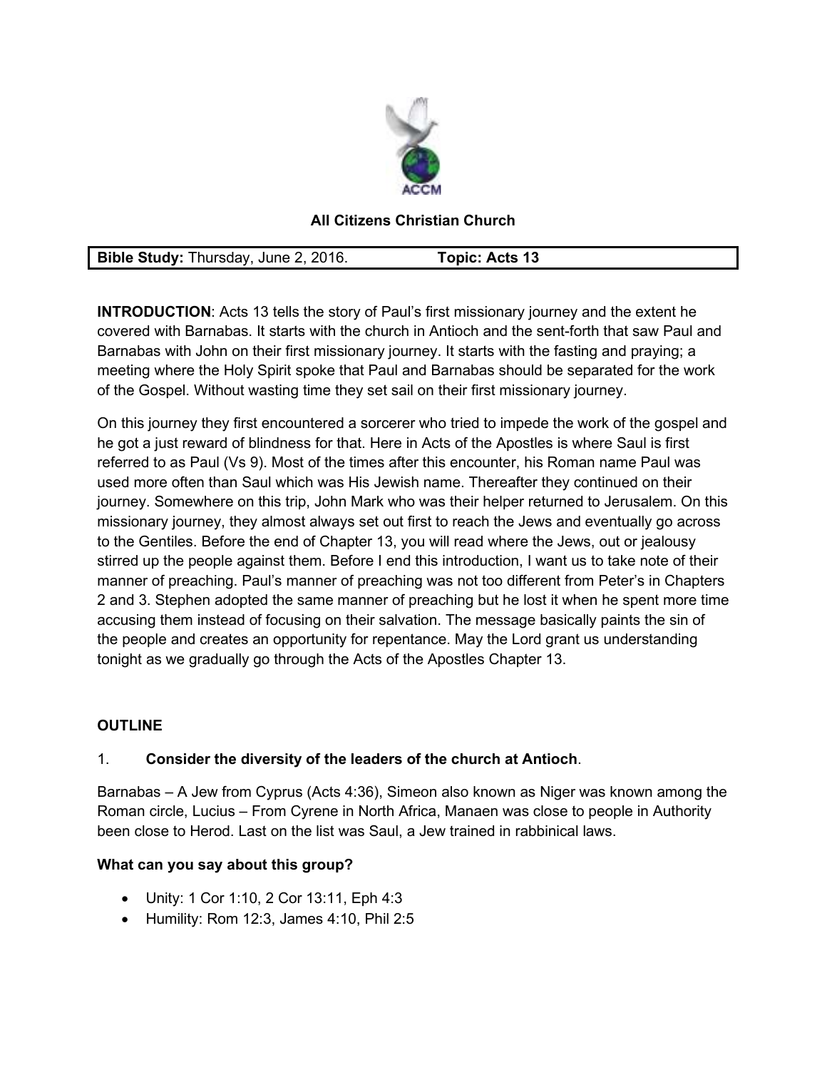ACCM

**All Citizens Christian Church**

| **Bible Study:** Thursday, June 2, 2016. | **Topic: Acts 13** |
| --- | --- |

**INTRODUCTION**: Acts 13 tells the story of Paul's first missionary journey and the extent he covered with Barnabas. It starts with the church in Antioch and the sent-forth that saw Paul and Barnabas with John on their first missionary journey. It starts with the fasting and praying; a meeting where the Holy Spirit spoke that Paul and Barnabas should be separated for the work of the Gospel. Without wasting time they set sail on their first missionary journey.

On this journey they first encountered a sorcerer who tried to impede the work of the gospel and he got a just reward of blindness for that. Here in Acts of the Apostles is where Saul is first referred to as Paul (Vs 9). Most of the times after this encounter, his Roman name Paul was used more often than Saul which was His Jewish name. Thereafter they continued on their journey. Somewhere on this trip, John Mark who was their helper returned to Jerusalem. On this missionary journey, they almost always set out first to reach the Jews and eventually go across to the Gentiles. Before the end of Chapter 13, you will read where the Jews, out or jealousy stirred up the people against them. Before I end this introduction, I want us to take note of their manner of preaching. Paul's manner of preaching was not too different from Peter's in Chapters 2 and 3. Stephen adopted the same manner of preaching but he lost it when he spent more time accusing them instead of focusing on their salvation. The message basically paints the sin of the people and creates an opportunity for repentance. May the Lord grant us understanding tonight as we gradually go through the Acts of the Apostles Chapter 13.

**OUTLINE**

1. **Consider the diversity of the leaders of the church at Antioch**.

Barnabas – A Jew from Cyprus (Acts 4:36), Simeon also known as Niger was known among the Roman circle, Lucius – From Cyrene in North Africa, Manaen was close to people in Authority been close to Herod. Last on the list was Saul, a Jew trained in rabbinical laws.

**What can you say about this group?**

- Unity: 1 Cor 1:10, 2 Cor 13:11, Eph 4:3
- Humility: Rom 12:3, James 4:10, Phil 2:5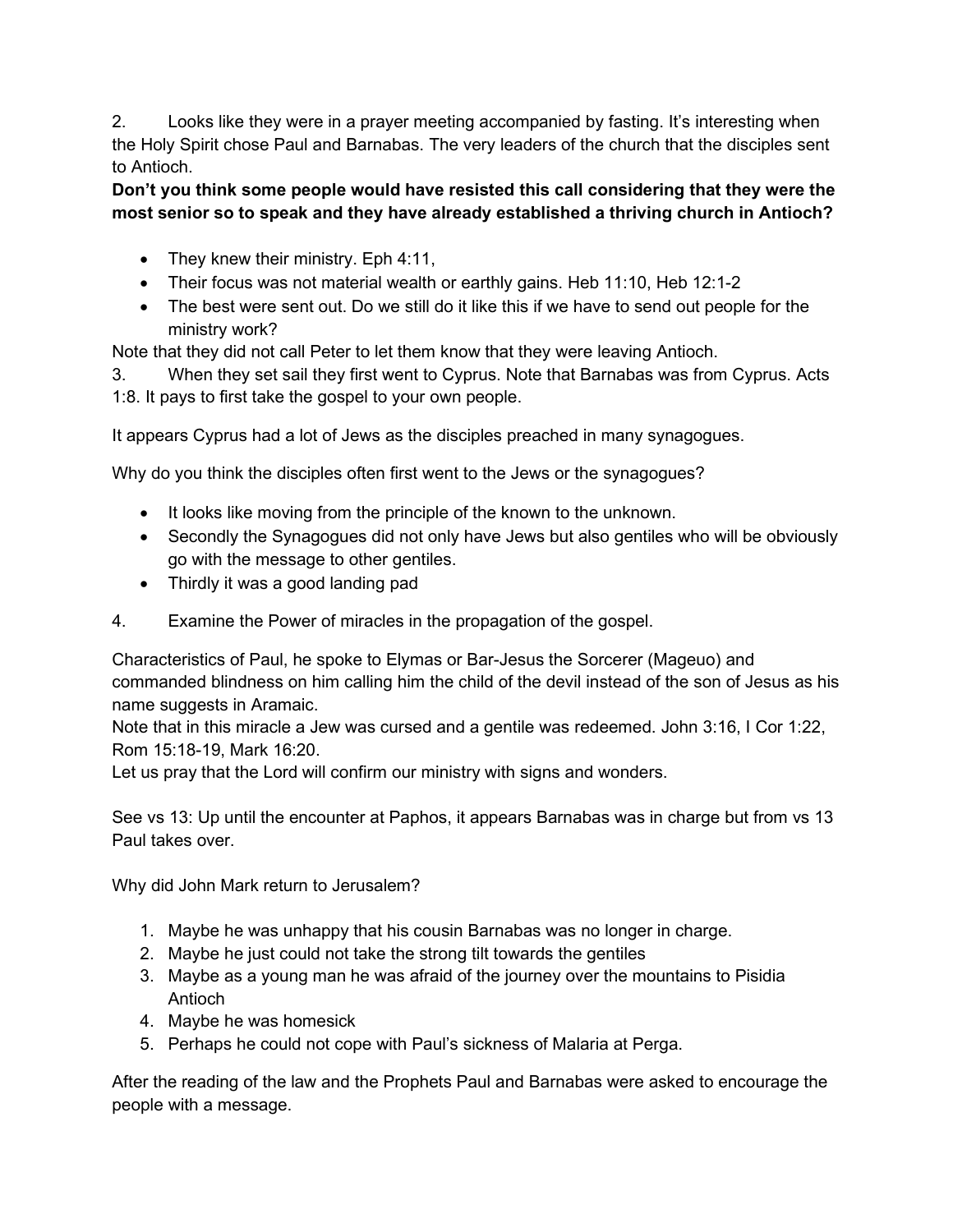2. Looks like they were in a prayer meeting accompanied by fasting. It's interesting when the Holy Spirit chose Paul and Barnabas. The very leaders of the church that the disciples sent to Antioch.

**Don't you think some people would have resisted this call considering that they were the most senior so to speak and they have already established a thriving church in Antioch?**

- They knew their ministry. Eph 4:11,
- Their focus was not material wealth or earthly gains. Heb 11:10, Heb 12:1-2
- The best were sent out. Do we still do it like this if we have to send out people for the ministry work?

Note that they did not call Peter to let them know that they were leaving Antioch.

3. When they set sail they first went to Cyprus. Note that Barnabas was from Cyprus. Acts 1:8. It pays to first take the gospel to your own people.

It appears Cyprus had a lot of Jews as the disciples preached in many synagogues.

Why do you think the disciples often first went to the Jews or the synagogues?

- It looks like moving from the principle of the known to the unknown.
- Secondly the Synagogues did not only have Jews but also gentiles who will be obviously go with the message to other gentiles.
- Thirdly it was a good landing pad

4. Examine the Power of miracles in the propagation of the gospel.

Characteristics of Paul, he spoke to Elymas or Bar-Jesus the Sorcerer (Mageuo) and commanded blindness on him calling him the child of the devil instead of the son of Jesus as his name suggests in Aramaic.
Note that in this miracle a Jew was cursed and a gentile was redeemed. John 3:16, I Cor 1:22, Rom 15:18-19, Mark 16:20.
Let us pray that the Lord will confirm our ministry with signs and wonders.

See vs 13: Up until the encounter at Paphos, it appears Barnabas was in charge but from vs 13 Paul takes over.

Why did John Mark return to Jerusalem?

1. Maybe he was unhappy that his cousin Barnabas was no longer in charge.
2. Maybe he just could not take the strong tilt towards the gentiles
3. Maybe as a young man he was afraid of the journey over the mountains to Pisidia Antioch
4. Maybe he was homesick
5. Perhaps he could not cope with Paul's sickness of Malaria at Perga.

After the reading of the law and the Prophets Paul and Barnabas were asked to encourage the people with a message.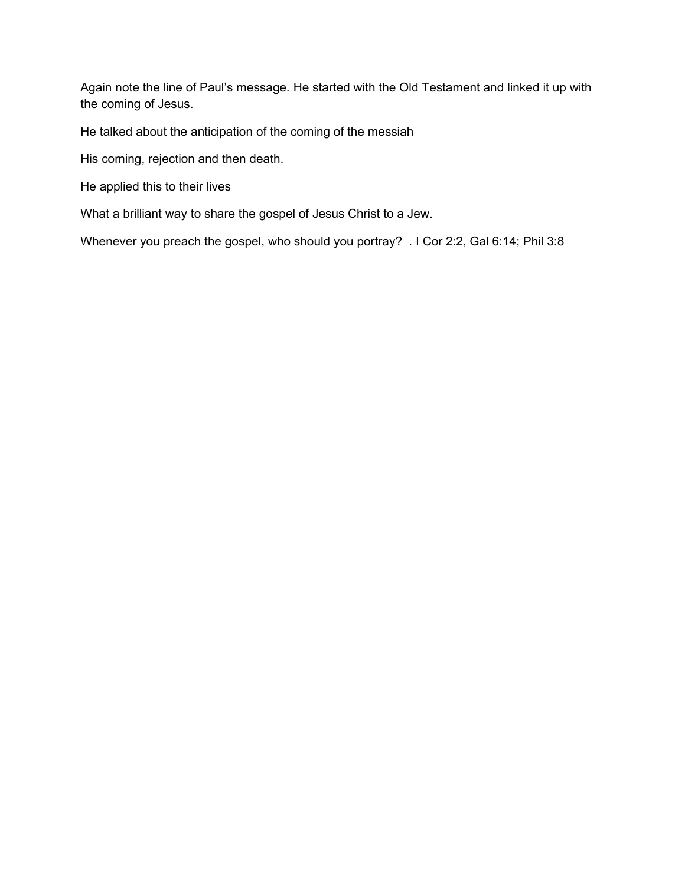Again note the line of Paul's message. He started with the Old Testament and linked it up with the coming of Jesus.

He talked about the anticipation of the coming of the messiah

His coming, rejection and then death.

He applied this to their lives

What a brilliant way to share the gospel of Jesus Christ to a Jew.

Whenever you preach the gospel, who should you portray?  . I Cor 2:2, Gal 6:14; Phil 3:8